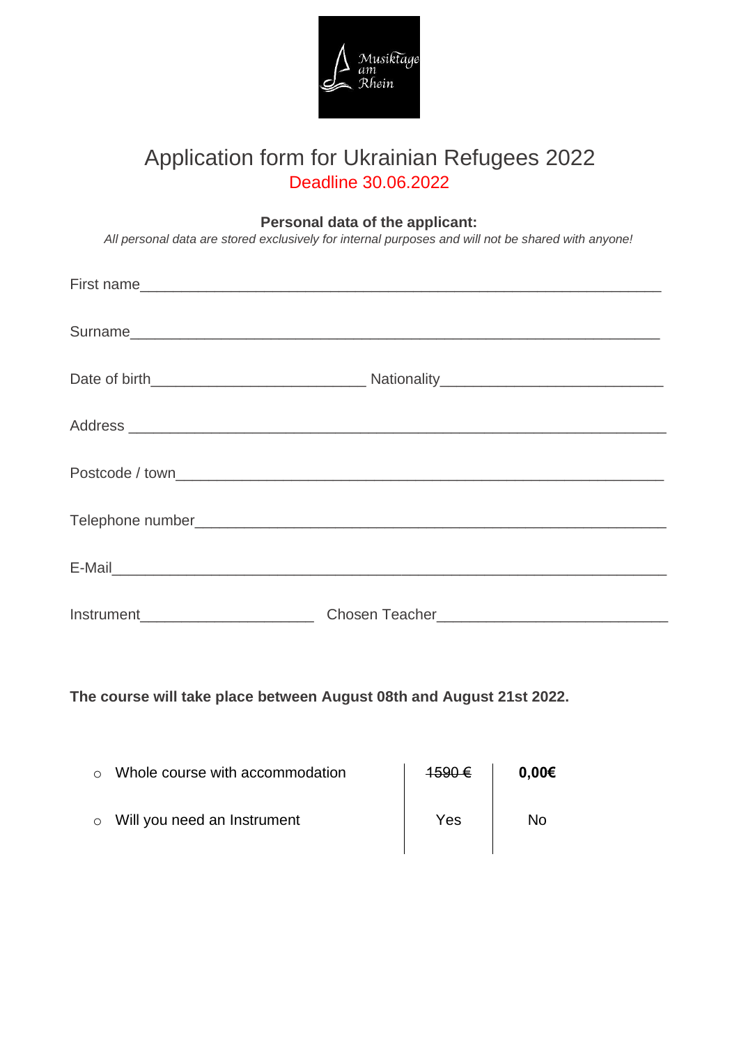# Application form for Ukrainian Refugees 2022

Deadline 30.06.2022

**Personal data of the applicant:**

*All personal data are stored exclusively for internal purposes and will not be shared with anyone!*

First name_______________________________________________

Surname_______________________________________________

Date of birth________________________ Nationality_________________________

Address _______________________________________________

Postcode / town_______________________________________________

Telephone number_______________________________________________

E-Mail_______________________________________________

Instrument___________________ Chosen Teacher__________________________

**The course will take place between August 08th and August 21st 2022.**

| | | |
|---|---|---|
| ○ Whole course with accommodation | ~~1590 €~~ | **0,00€** |
| ○ Will you need an Instrument | Yes | No |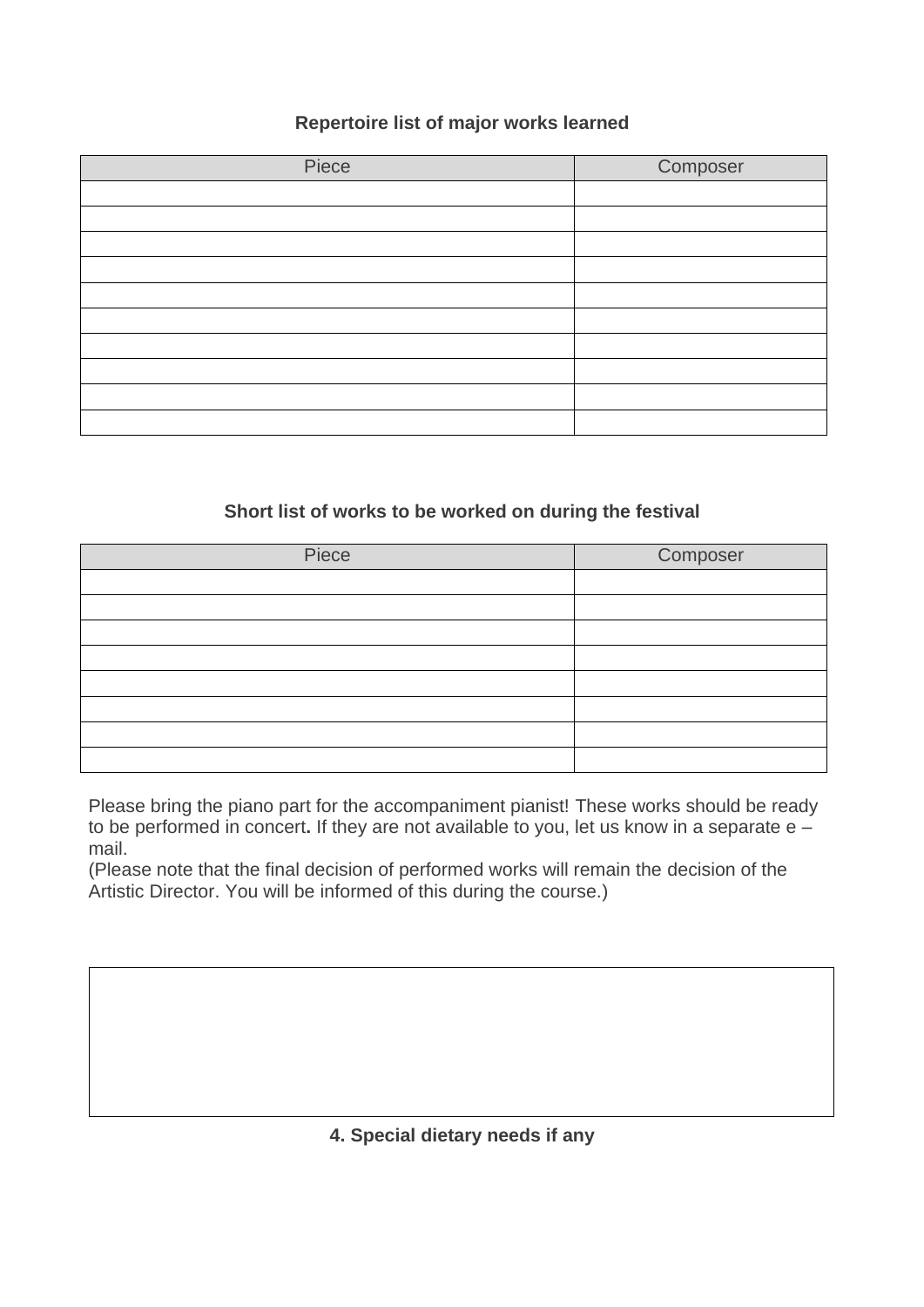**Repertoire list of major works learned**

| Piece | Composer |
|---|---|
| | |
| | |
| | |
| | |
| | |
| | |
| | |
| | |
| | |
| | |

**Short list of works to be worked on during the festival**

| Piece | Composer |
|---|---|
| | |
| | |
| | |
| | |
| | |
| | |
| | |
| | |

Please bring the piano part for the accompaniment pianist! These works should be ready to be performed in concert**.** If they are not available to you, let us know in a separate e – mail.
(Please note that the final decision of performed works will remain the decision of the Artistic Director. You will be informed of this during the course.)

| |
|---|
| |

**4. Special dietary needs if any**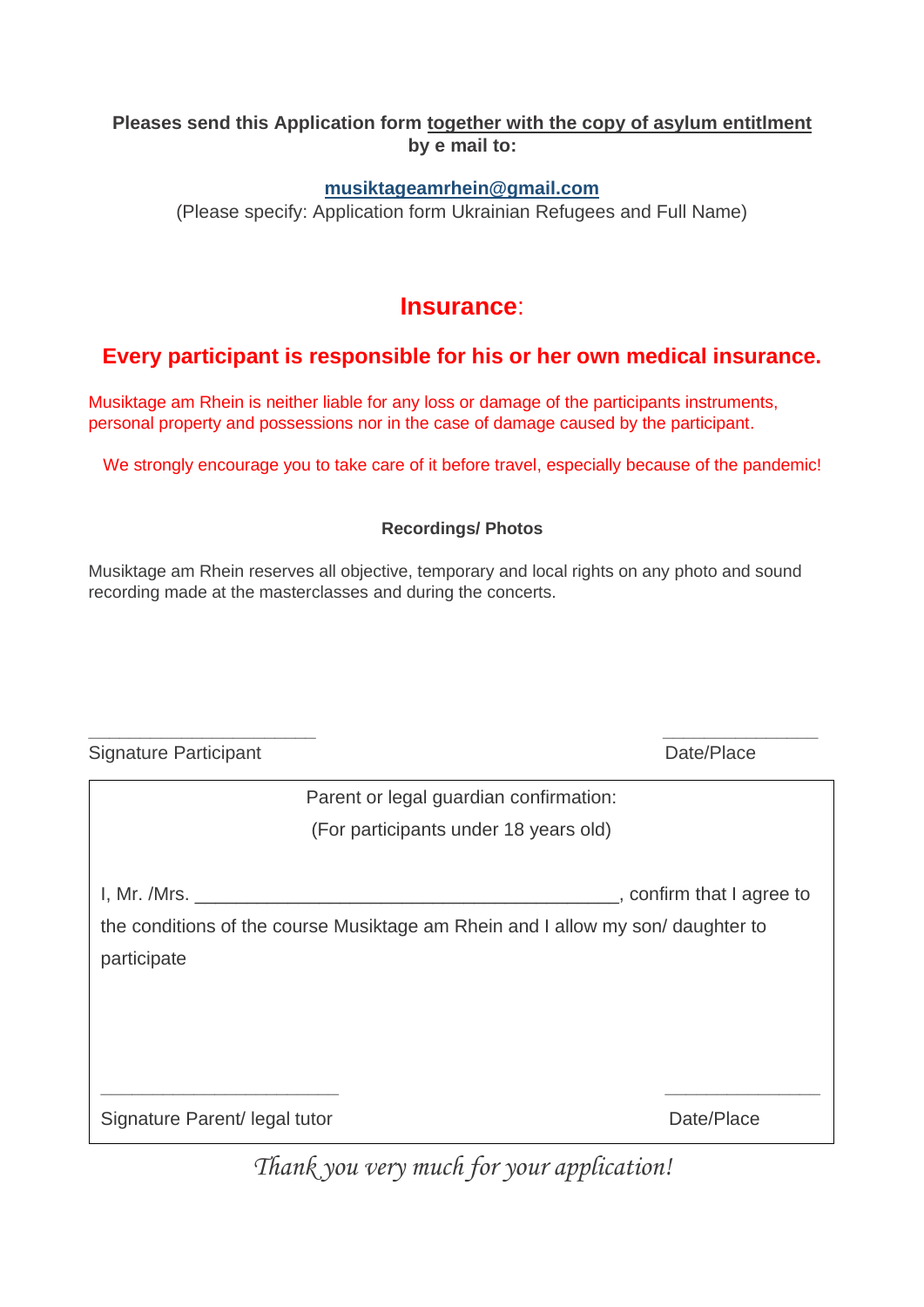**Pleases send this Application form together with the copy of asylum entitlment by e mail to:**

**musiktageamrhein@gmail.com**

(Please specify: Application form Ukrainian Refugees and Full Name)

## Insurance:

**Every participant is responsible for his or her own medical insurance.**

Musiktage am Rhein is neither liable for any loss or damage of the participants instruments, personal property and possessions nor in the case of damage caused by the participant.

We strongly encourage you to take care of it before travel, especially because of the pandemic!

**Recordings/ Photos**

Musiktage am Rhein reserves all objective, temporary and local rights on any photo and sound recording made at the masterclasses and during the concerts.

______________________ ______________

Signature Participant Date/Place

Parent or legal guardian confirmation:

(For participants under 18 years old)

I, Mr. /Mrs. __________________________________________, confirm that I agree to the conditions of the course Musiktage am Rhein and I allow my son/ daughter to participate

______________________ ______________

Signature Parent/ legal tutor Date/Place

*Thank you very much for your application!*